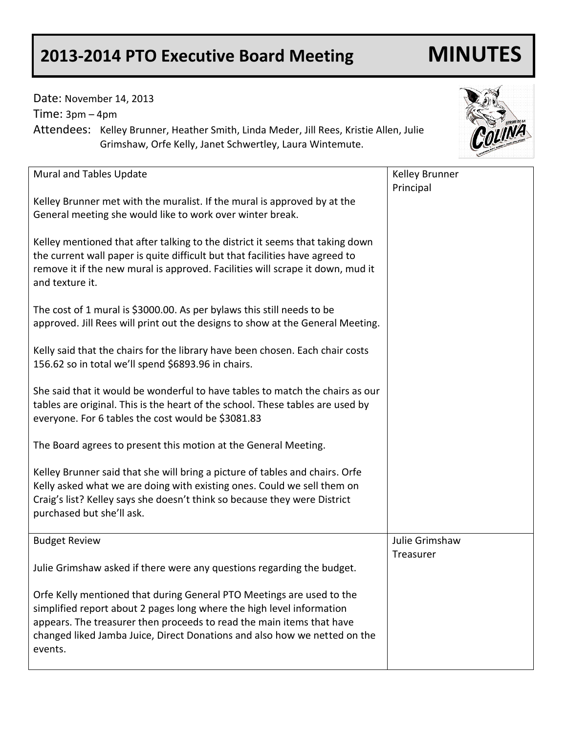# 2013-2014 PTO Executive Board Meeting MINUTES

Date: November 14, 2013

Time: 3pm – 4pm

Attendees: Kelley Brunner, Heather Smith, Linda Meder, Jill Rees, Kristie Allen, Julie Grimshaw, Orfe Kelly, Janet Schwertley, Laura Wintemute.

| | |
|---|---|
| Mural and Tables Update<br><br>Kelley Brunner met with the muralist. If the mural is approved by at the General meeting she would like to work over winter break.<br><br>Kelley mentioned that after talking to the district it seems that taking down the current wall paper is quite difficult but that facilities have agreed to remove it if the new mural is approved. Facilities will scrape it down, mud it and texture it.<br><br>The cost of 1 mural is $3000.00. As per bylaws this still needs to be approved. Jill Rees will print out the designs to show at the General Meeting.<br><br>Kelly said that the chairs for the library have been chosen. Each chair costs 156.62 so in total we'll spend $6893.96 in chairs.<br><br>She said that it would be wonderful to have tables to match the chairs as our tables are original. This is the heart of the school. These tables are used by everyone. For 6 tables the cost would be $3081.83<br><br>The Board agrees to present this motion at the General Meeting.<br><br>Kelley Brunner said that she will bring a picture of tables and chairs. Orfe Kelly asked what we are doing with existing ones. Could we sell them on Craig's list? Kelley says she doesn't think so because they were District purchased but she'll ask. | Kelley Brunner<br>Principal |
| Budget Review<br><br>Julie Grimshaw asked if there were any questions regarding the budget.<br><br>Orfe Kelly mentioned that during General PTO Meetings are used to the simplified report about 2 pages long where the high level information appears. The treasurer then proceeds to read the main items that have changed liked Jamba Juice, Direct Donations and also how we netted on the events. | Julie Grimshaw<br>Treasurer |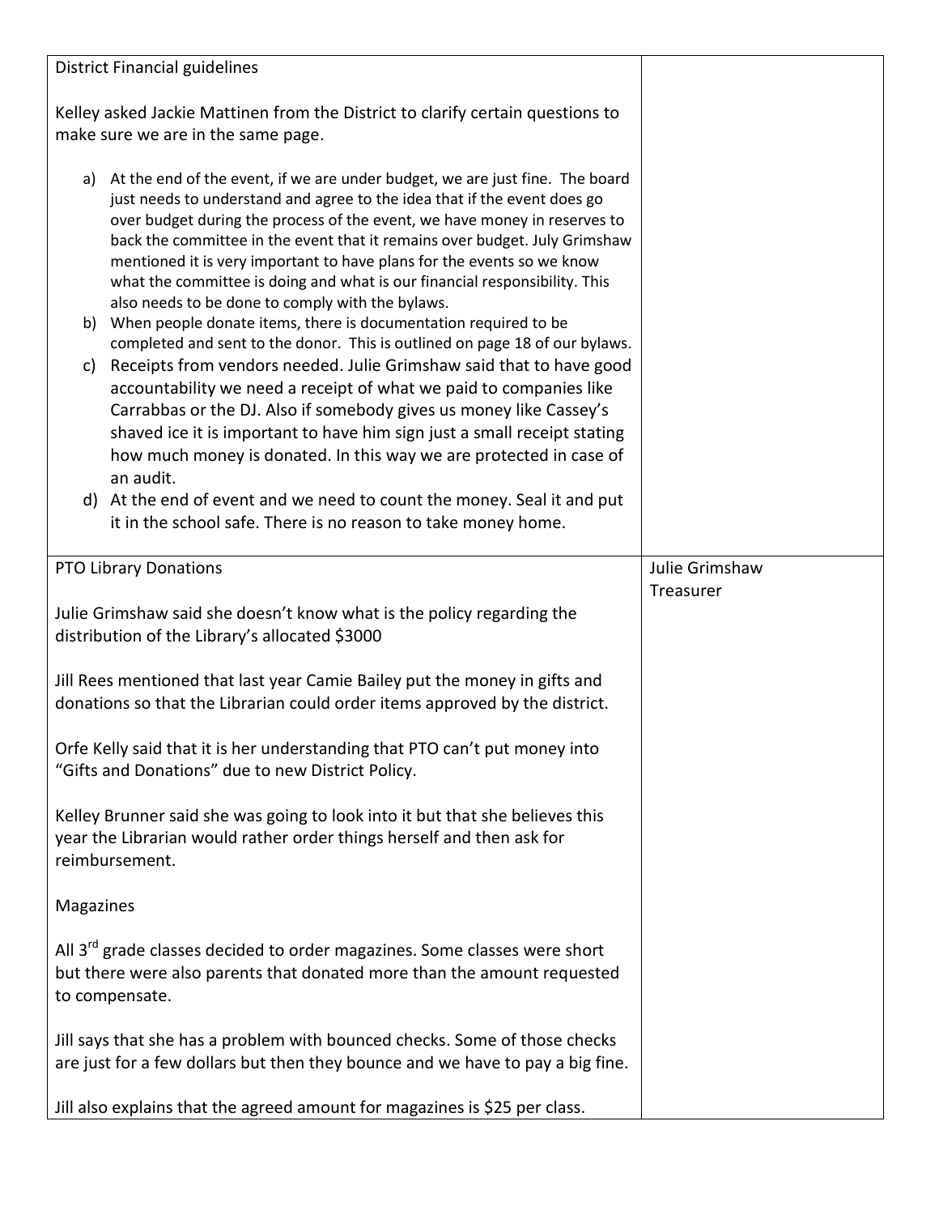| District Financial guidelines<br><br>Kelley asked Jackie Mattinen from the District to clarify certain questions to make sure we are in the same page.<br><br>a) At the end of the event, if we are under budget, we are just fine. The board just needs to understand and agree to the idea that if the event does go over budget during the process of the event, we have money in reserves to back the committee in the event that it remains over budget. July Grimshaw mentioned it is very important to have plans for the events so we know what the committee is doing and what is our financial responsibility. This also needs to be done to comply with the bylaws.<br>b) When people donate items, there is documentation required to be completed and sent to the donor. This is outlined on page 18 of our bylaws.<br>c) Receipts from vendors needed. Julie Grimshaw said that to have good accountability we need a receipt of what we paid to companies like Carrabbas or the DJ. Also if somebody gives us money like Cassey's shaved ice it is important to have him sign just a small receipt stating how much money is donated. In this way we are protected in case of an audit.<br>d) At the end of event and we need to count the money. Seal it and put it in the school safe. There is no reason to take money home. | |
|---|---|
| PTO Library Donations<br><br>Julie Grimshaw said she doesn't know what is the policy regarding the distribution of the Library's allocated $3000<br><br>Jill Rees mentioned that last year Camie Bailey put the money in gifts and donations so that the Librarian could order items approved by the district.<br><br>Orfe Kelly said that it is her understanding that PTO can't put money into "Gifts and Donations" due to new District Policy.<br><br>Kelley Brunner said she was going to look into it but that she believes this year the Librarian would rather order things herself and then ask for reimbursement.<br><br>Magazines<br><br>All 3rd grade classes decided to order magazines. Some classes were short but there were also parents that donated more than the amount requested to compensate.<br><br>Jill says that she has a problem with bounced checks. Some of those checks are just for a few dollars but then they bounce and we have to pay a big fine.<br><br>Jill also explains that the agreed amount for magazines is $25 per class. | Julie Grimshaw<br>Treasurer |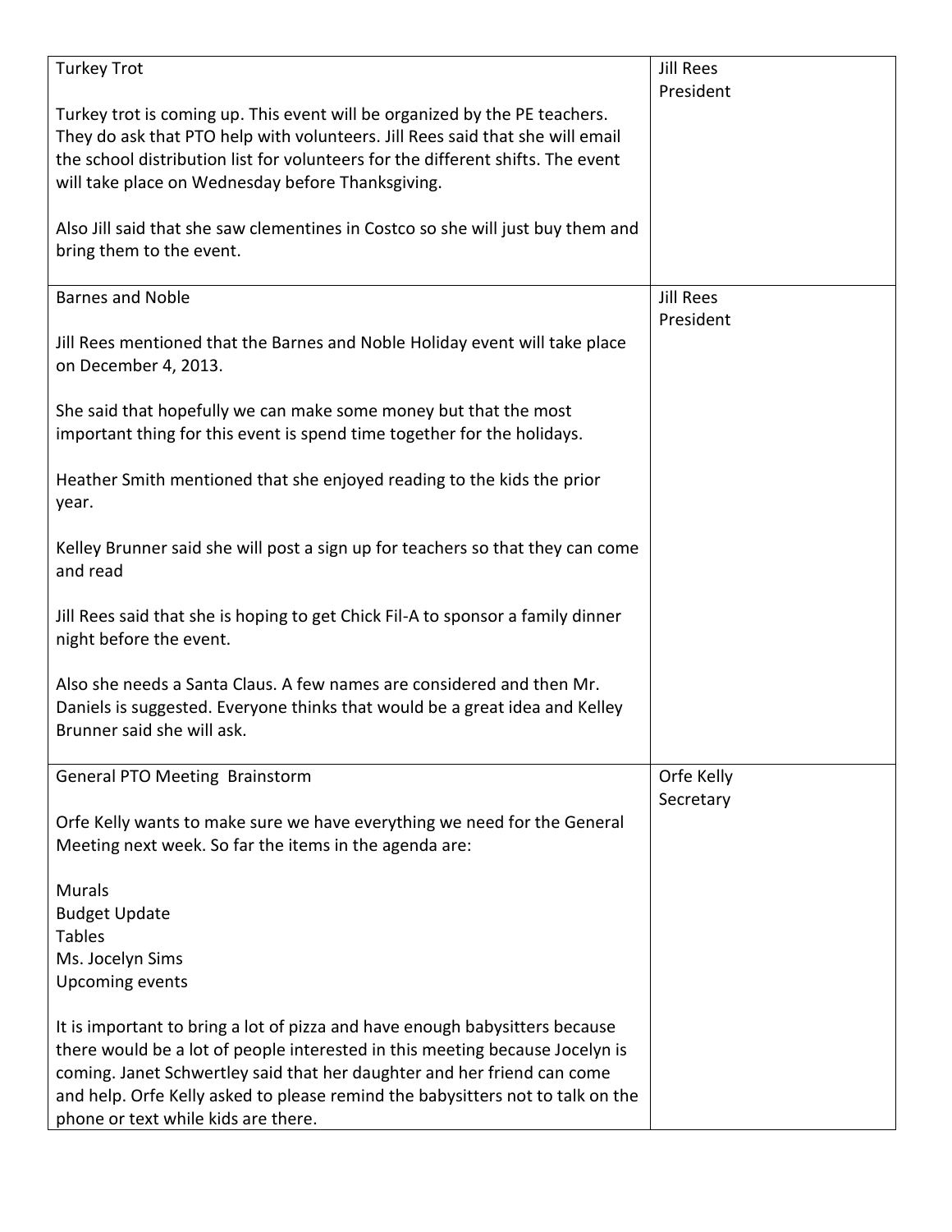| | |
|---|---|
| Turkey Trot<br><br>Turkey trot is coming up. This event will be organized by the PE teachers. They do ask that PTO help with volunteers. Jill Rees said that she will email the school distribution list for volunteers for the different shifts. The event will take place on Wednesday before Thanksgiving.<br><br>Also Jill said that she saw clementines in Costco so she will just buy them and bring them to the event. | Jill Rees<br>President |
| Barnes and Noble<br><br>Jill Rees mentioned that the Barnes and Noble Holiday event will take place on December 4, 2013.<br><br>She said that hopefully we can make some money but that the most important thing for this event is spend time together for the holidays.<br><br>Heather Smith mentioned that she enjoyed reading to the kids the prior year.<br><br>Kelley Brunner said she will post a sign up for teachers so that they can come and read<br><br>Jill Rees said that she is hoping to get Chick Fil-A to sponsor a family dinner night before the event.<br><br>Also she needs a Santa Claus. A few names are considered and then Mr. Daniels is suggested. Everyone thinks that would be a great idea and Kelley Brunner said she will ask. | Jill Rees<br>President |
| General PTO Meeting Brainstorm<br><br>Orfe Kelly wants to make sure we have everything we need for the General Meeting next week. So far the items in the agenda are:<br><br>Murals<br>Budget Update<br>Tables<br>Ms. Jocelyn Sims<br>Upcoming events<br><br>It is important to bring a lot of pizza and have enough babysitters because there would be a lot of people interested in this meeting because Jocelyn is coming. Janet Schwertley said that her daughter and her friend can come and help. Orfe Kelly asked to please remind the babysitters not to talk on the phone or text while kids are there. | Orfe Kelly<br>Secretary |